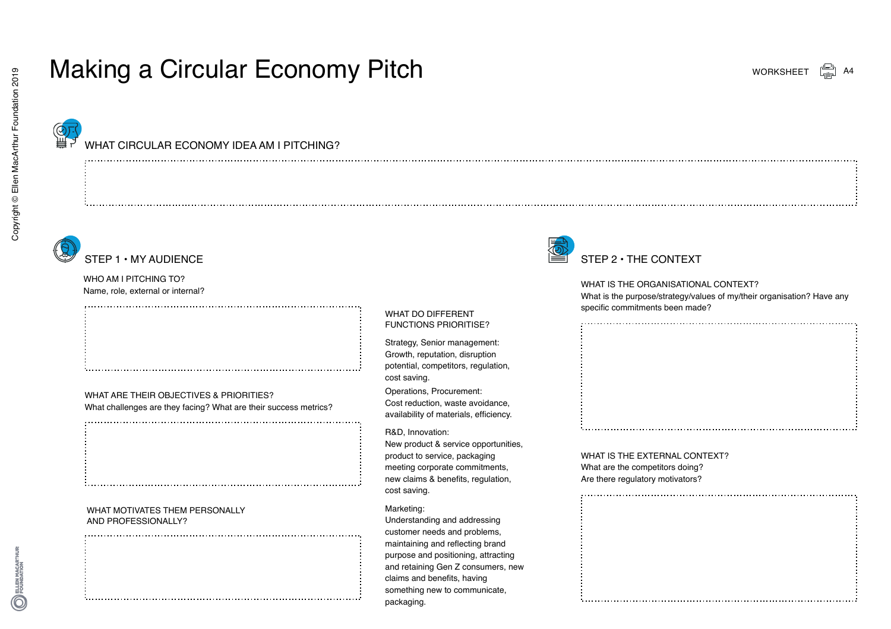# Making a Circular Economy Pitch

WORKSHEET A4

## WHAT CIRCULAR ECONOMY IDEA AM I PITCHING?

## STEP 1 • MY AUDIENCE

**WHO AM I PITCHING TO?**
Name, role, external or internal?

**WHAT ARE THEIR OBJECTIVES & PRIORITIES?**
What challenges are they facing? What are their success metrics?

**WHAT MOTIVATES THEM PERSONALLY AND PROFESSIONALLY?**

**WHAT DO DIFFERENT FUNCTIONS PRIORITISE?**

Strategy, Senior management:
Growth, reputation, disruption potential, competitors, regulation, cost saving.

Operations, Procurement:
Cost reduction, waste avoidance, availability of materials, efficiency.

R&D, Innovation:
New product & service opportunities, product to service, packaging meeting corporate commitments, new claims & benefits, regulation, cost saving.

Marketing:
Understanding and addressing customer needs and problems, maintaining and reflecting brand purpose and positioning, attracting and retaining Gen Z consumers, new claims and benefits, having something new to communicate, packaging.

## STEP 2 • THE CONTEXT

**WHAT IS THE ORGANISATIONAL CONTEXT?**
What is the purpose/strategy/values of my/their organisation? Have any specific commitments been made?

**WHAT IS THE EXTERNAL CONTEXT?**
What are the competitors doing?
Are there regulatory motivators?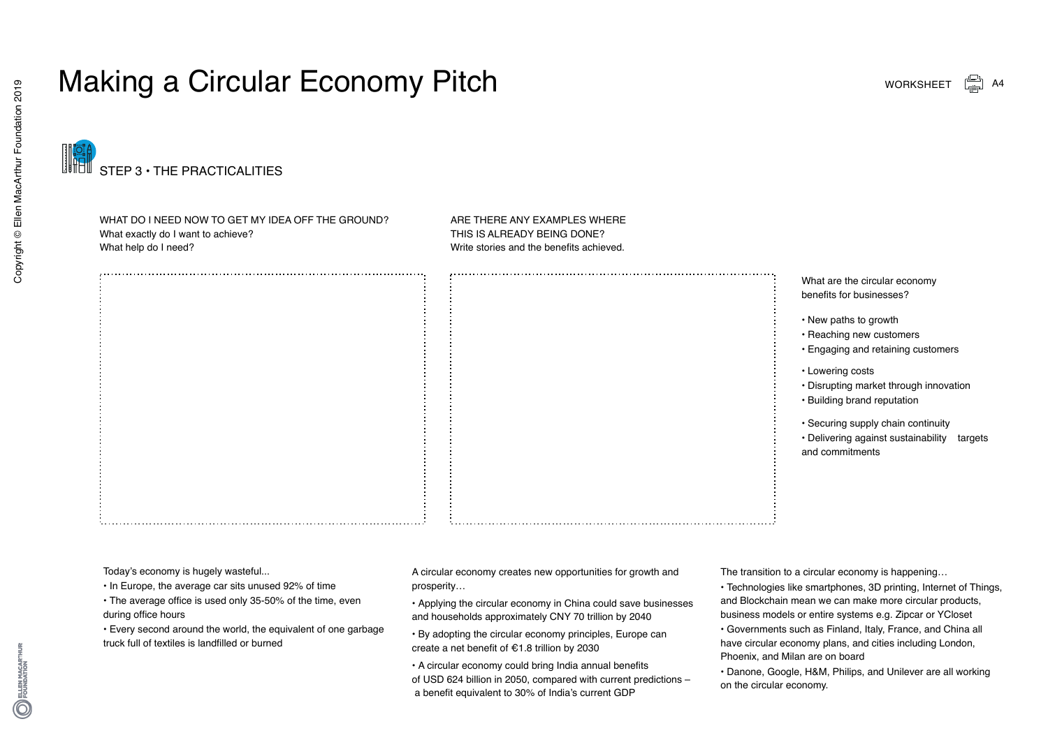# Making a Circular Economy Pitch

WORKSHEET A4

## STEP 3 • THE PRACTICALITIES

WHAT DO I NEED NOW TO GET MY IDEA OFF THE GROUND?
What exactly do I want to achieve?
What help do I need?

ARE THERE ANY EXAMPLES WHERE THIS IS ALREADY BEING DONE?
Write stories and the benefits achieved.

What are the circular economy benefits for businesses?

- New paths to growth
- Reaching new customers
- Engaging and retaining customers
- Lowering costs
- Disrupting market through innovation
- Building brand reputation
- Securing supply chain continuity
- Delivering against sustainability targets and commitments

Today's economy is hugely wasteful...

- In Europe, the average car sits unused 92% of time
- The average office is used only 35-50% of the time, even during office hours
- Every second around the world, the equivalent of one garbage truck full of textiles is landfilled or burned

A circular economy creates new opportunities for growth and prosperity…

- Applying the circular economy in China could save businesses and households approximately CNY 70 trillion by 2040
- By adopting the circular economy principles, Europe can create a net benefit of €1.8 trillion by 2030
- A circular economy could bring India annual benefits of USD 624 billion in 2050, compared with current predictions – a benefit equivalent to 30% of India's current GDP

The transition to a circular economy is happening…

- Technologies like smartphones, 3D printing, Internet of Things, and Blockchain mean we can make more circular products, business models or entire systems e.g. Zipcar or YCloset
- Governments such as Finland, Italy, France, and China all have circular economy plans, and cities including London, Phoenix, and Milan are on board
- Danone, Google, H&M, Philips, and Unilever are all working on the circular economy.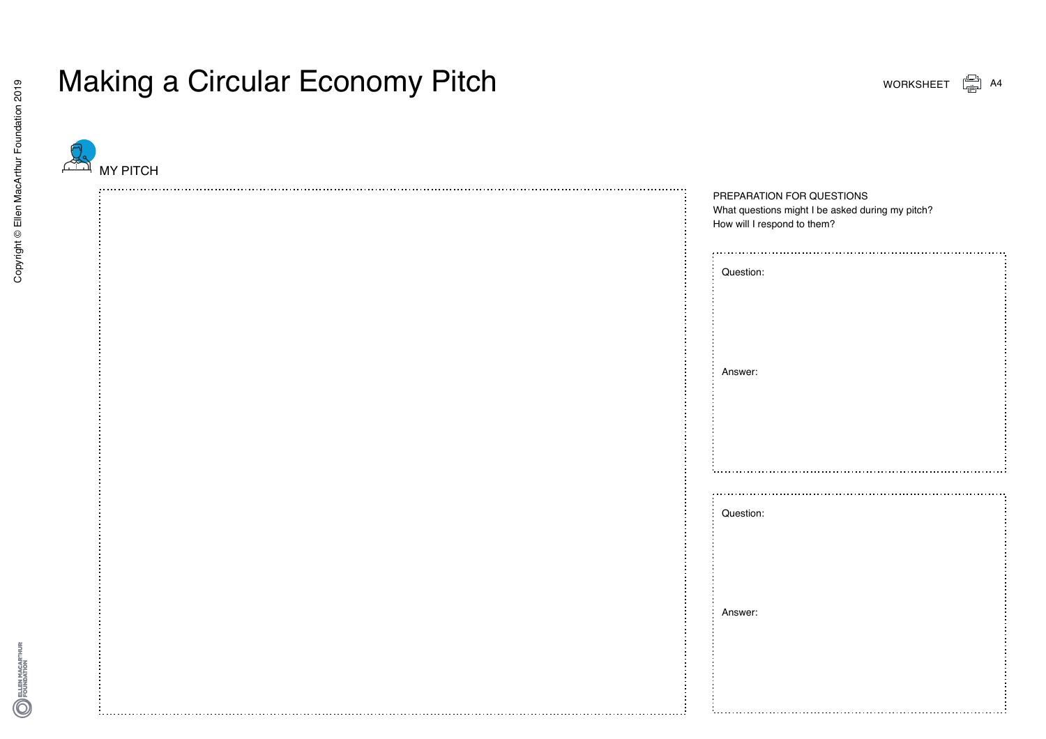# Making a Circular Economy Pitch

WORKSHEET A4

## MY PITCH

PREPARATION FOR QUESTIONS

What questions might I be asked during my pitch?

How will I respond to them?

Question:

Answer:

Question:

Answer: